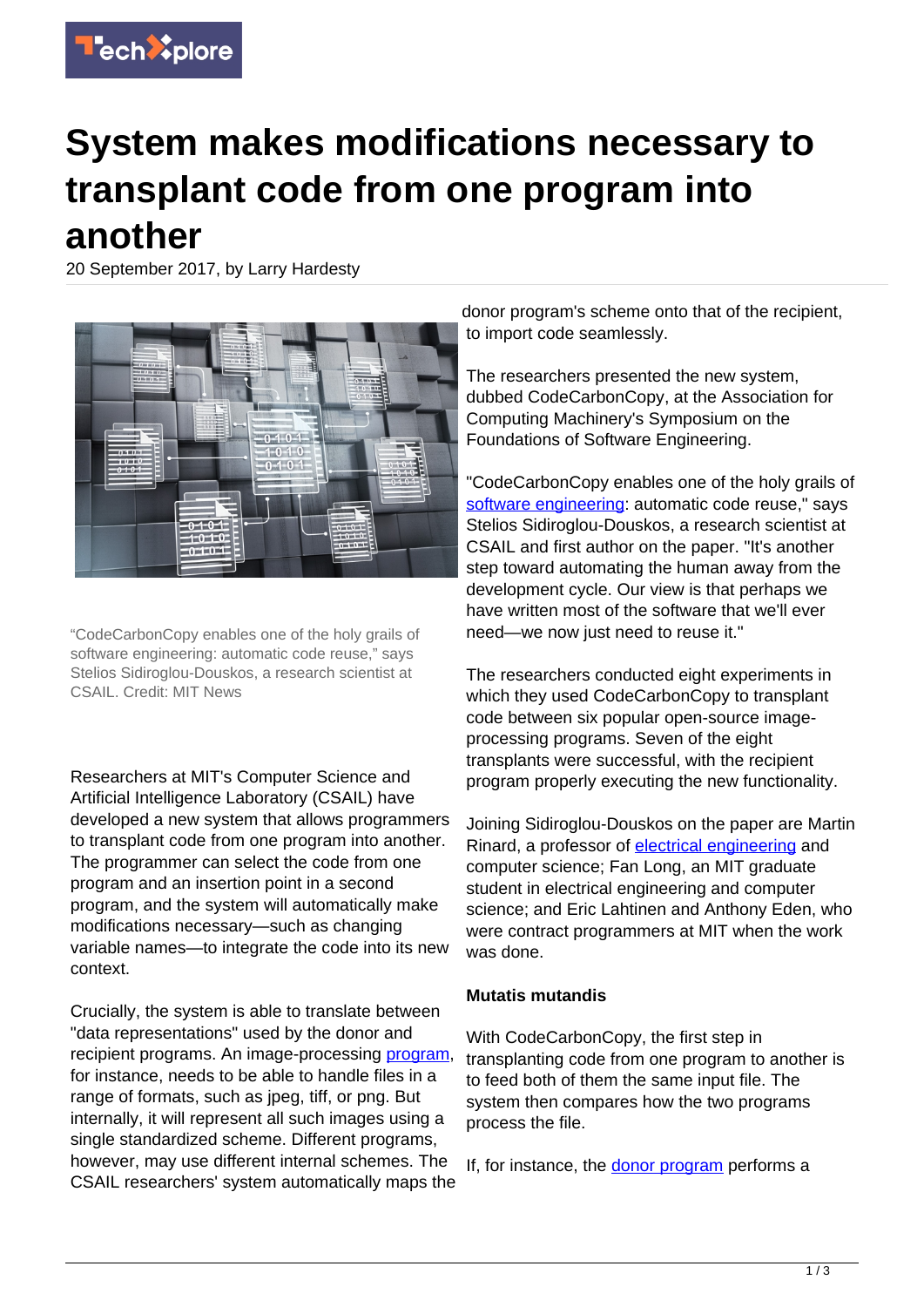# System makes modifications necessary to transplant code from one program into another

20 September 2017, by Larry Hardesty

"CodeCarbonCopy enables one of the holy grails of software engineering: automatic code reuse," says Stelios Sidiroglou-Douskos, a research scientist at CSAIL. Credit: MIT News

Researchers at MIT's Computer Science and Artificial Intelligence Laboratory (CSAIL) have developed a new system that allows programmers to transplant code from one program into another. The programmer can select the code from one program and an insertion point in a second program, and the system will automatically make modifications necessary—such as changing variable names—to integrate the code into its new context.

Crucially, the system is able to translate between "data representations" used by the donor and recipient programs. An image-processing program, for instance, needs to be able to handle files in a range of formats, such as jpeg, tiff, or png. But internally, it will represent all such images using a single standardized scheme. Different programs, however, may use different internal schemes. The CSAIL researchers' system automatically maps the donor program's scheme onto that of the recipient, to import code seamlessly.

The researchers presented the new system, dubbed CodeCarbonCopy, at the Association for Computing Machinery's Symposium on the Foundations of Software Engineering.

"CodeCarbonCopy enables one of the holy grails of software engineering: automatic code reuse," says Stelios Sidiroglou-Douskos, a research scientist at CSAIL and first author on the paper. "It's another step toward automating the human away from the development cycle. Our view is that perhaps we have written most of the software that we'll ever need—we now just need to reuse it."

The researchers conducted eight experiments in which they used CodeCarbonCopy to transplant code between six popular open-source image-processing programs. Seven of the eight transplants were successful, with the recipient program properly executing the new functionality.

Joining Sidiroglou-Douskos on the paper are Martin Rinard, a professor of electrical engineering and computer science; Fan Long, an MIT graduate student in electrical engineering and computer science; and Eric Lahtinen and Anthony Eden, who were contract programmers at MIT when the work was done.

### Mutatis mutandis

With CodeCarbonCopy, the first step in transplanting code from one program to another is to feed both of them the same input file. The system then compares how the two programs process the file.

If, for instance, the donor program performs a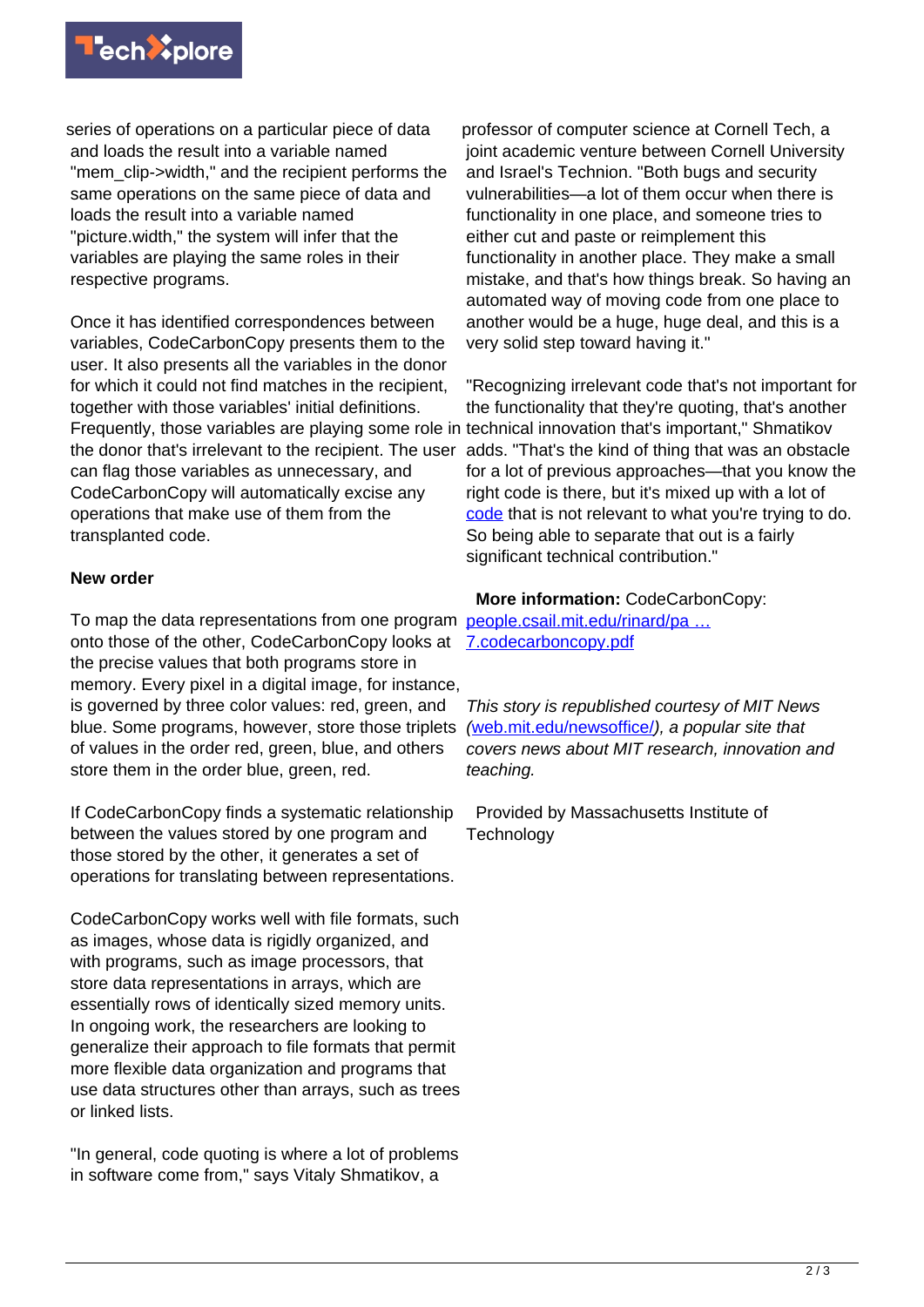series of operations on a particular piece of data and loads the result into a variable named "mem_clip->width," and the recipient performs the same operations on the same piece of data and loads the result into a variable named "picture.width," the system will infer that the variables are playing the same roles in their respective programs.

Once it has identified correspondences between variables, CodeCarbonCopy presents them to the user. It also presents all the variables in the donor for which it could not find matches in the recipient, together with those variables' initial definitions. Frequently, those variables are playing some role in the donor that's irrelevant to the recipient. The user can flag those variables as unnecessary, and CodeCarbonCopy will automatically excise any operations that make use of them from the transplanted code.

**New order**

To map the data representations from one program onto those of the other, CodeCarbonCopy looks at the precise values that both programs store in memory. Every pixel in a digital image, for instance, is governed by three color values: red, green, and blue. Some programs, however, store those triplets of values in the order red, green, blue, and others store them in the order blue, green, red.

If CodeCarbonCopy finds a systematic relationship between the values stored by one program and those stored by the other, it generates a set of operations for translating between representations.

CodeCarbonCopy works well with file formats, such as images, whose data is rigidly organized, and with programs, such as image processors, that store data representations in arrays, which are essentially rows of identically sized memory units. In ongoing work, the researchers are looking to generalize their approach to file formats that permit more flexible data organization and programs that use data structures other than arrays, such as trees or linked lists.

"In general, code quoting is where a lot of problems in software come from," says Vitaly Shmatikov, a professor of computer science at Cornell Tech, a joint academic venture between Cornell University and Israel's Technion. "Both bugs and security vulnerabilities—a lot of them occur when there is functionality in one place, and someone tries to either cut and paste or reimplement this functionality in another place. They make a small mistake, and that's how things break. So having an automated way of moving code from one place to another would be a huge, huge deal, and this is a very solid step toward having it."

"Recognizing irrelevant code that's not important for the functionality that they're quoting, that's another technical innovation that's important," Shmatikov adds. "That's the kind of thing that was an obstacle for a lot of previous approaches—that you know the right code is there, but it's mixed up with a lot of code that is not relevant to what you're trying to do. So being able to separate that out is a fairly significant technical contribution."

**More information:** CodeCarbonCopy: people.csail.mit.edu/rinard/pa … 7.codecarboncopy.pdf

*This story is republished courtesy of MIT News (web.mit.edu/newsoffice/), a popular site that covers news about MIT research, innovation and teaching.*

Provided by Massachusetts Institute of Technology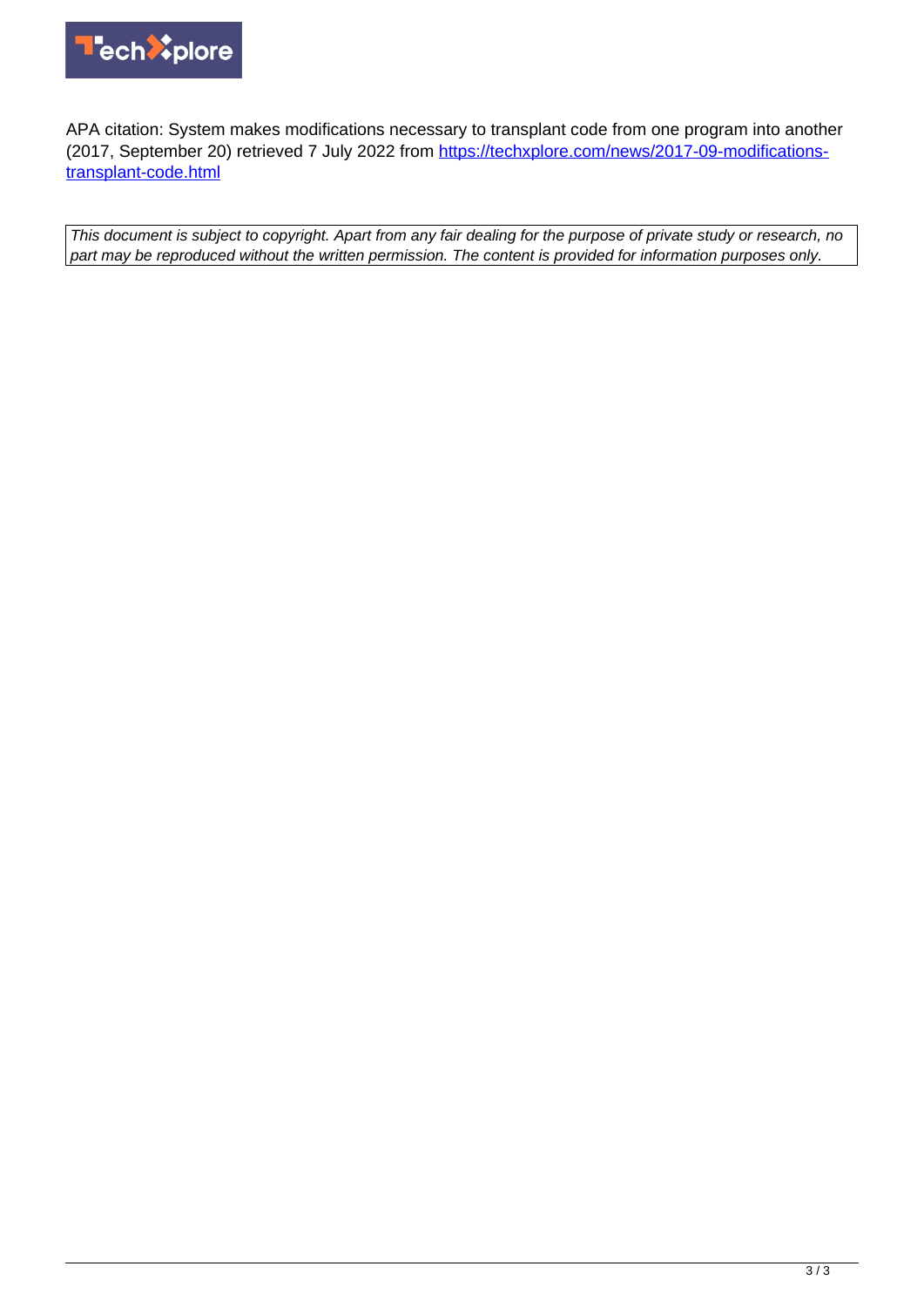APA citation: System makes modifications necessary to transplant code from one program into another (2017, September 20) retrieved 7 July 2022 from https://techxplore.com/news/2017-09-modifications-transplant-code.html

*This document is subject to copyright. Apart from any fair dealing for the purpose of private study or research, no part may be reproduced without the written permission. The content is provided for information purposes only.*